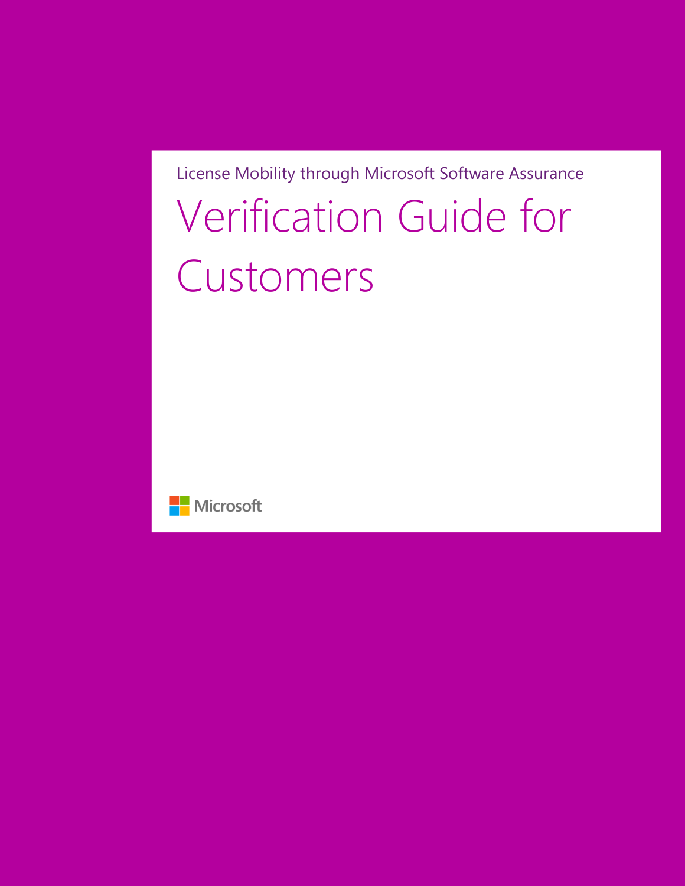License Mobility through Microsoft Software Assurance

# Verification Guide for Customers

Microsoft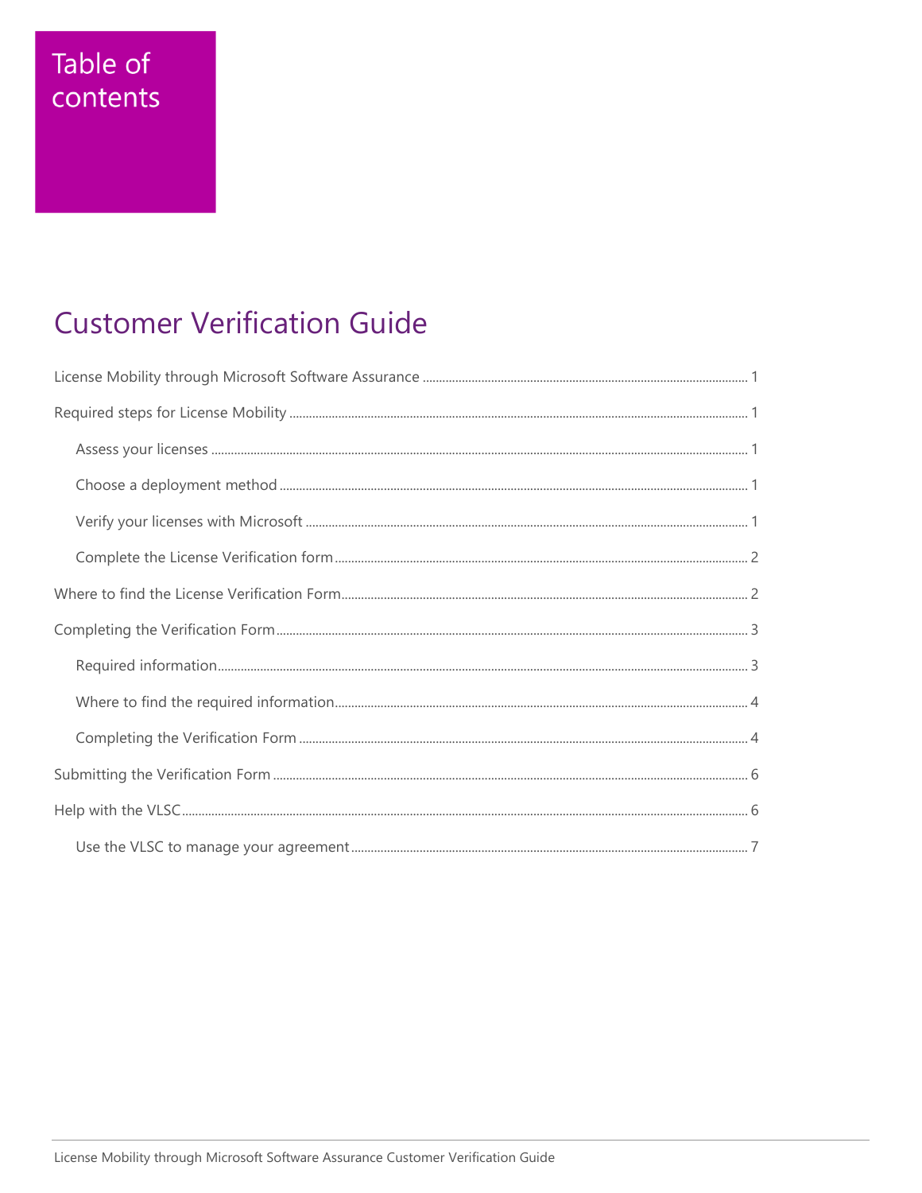# Table of contents

## Customer Verification Guide

License Mobility through Microsoft Software Assurance ..... 1

Required steps for License Mobility ..... 1

- Assess your licenses ..... 1
- Choose a deployment method ..... 1
- Verify your licenses with Microsoft ..... 1
- Complete the License Verification form ..... 2

Where to find the License Verification Form ..... 2

Completing the Verification Form ..... 3

- Required information ..... 3
- Where to find the required information ..... 4
- Completing the Verification Form ..... 4

Submitting the Verification Form ..... 6

Help with the VLSC ..... 6

- Use the VLSC to manage your agreement ..... 7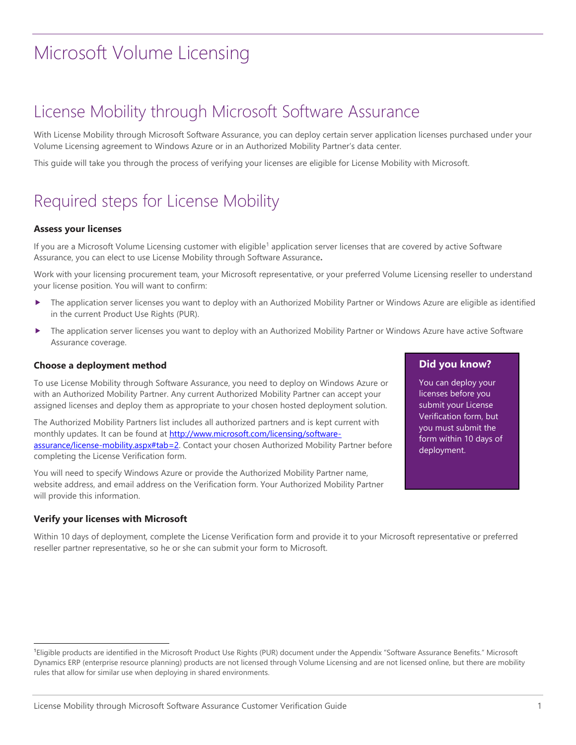# Microsoft Volume Licensing

## License Mobility through Microsoft Software Assurance

With License Mobility through Microsoft Software Assurance, you can deploy certain server application licenses purchased under your Volume Licensing agreement to Windows Azure or in an Authorized Mobility Partner's data center.

This guide will take you through the process of verifying your licenses are eligible for License Mobility with Microsoft.

## Required steps for License Mobility

### Assess your licenses

If you are a Microsoft Volume Licensing customer with eligible[1] application server licenses that are covered by active Software Assurance, you can elect to use License Mobility through Software Assurance**.**

Work with your licensing procurement team, your Microsoft representative, or your preferred Volume Licensing reseller to understand your license position. You will want to confirm:

- The application server licenses you want to deploy with an Authorized Mobility Partner or Windows Azure are eligible as identified in the current Product Use Rights (PUR).
- The application server licenses you want to deploy with an Authorized Mobility Partner or Windows Azure have active Software Assurance coverage.

### Choose a deployment method

To use License Mobility through Software Assurance, you need to deploy on Windows Azure or with an Authorized Mobility Partner. Any current Authorized Mobility Partner can accept your assigned licenses and deploy them as appropriate to your chosen hosted deployment solution.

The Authorized Mobility Partners list includes all authorized partners and is kept current with monthly updates. It can be found at [http://www.microsoft.com/licensing/software-assurance/license-mobility.aspx#tab=2](http://www.microsoft.com/licensing/software-assurance/license-mobility.aspx#tab=2). Contact your chosen Authorized Mobility Partner before completing the License Verification form.

You will need to specify Windows Azure or provide the Authorized Mobility Partner name, website address, and email address on the Verification form. Your Authorized Mobility Partner will provide this information.

**Did you know?**

You can deploy your licenses before you submit your License Verification form, but you must submit the form within 10 days of deployment.

### Verify your licenses with Microsoft

Within 10 days of deployment, complete the License Verification form and provide it to your Microsoft representative or preferred reseller partner representative, so he or she can submit your form to Microsoft.

---

[1] Eligible products are identified in the Microsoft Product Use Rights (PUR) document under the Appendix "Software Assurance Benefits." Microsoft Dynamics ERP (enterprise resource planning) products are not licensed through Volume Licensing and are not licensed online, but there are mobility rules that allow for similar use when deploying in shared environments.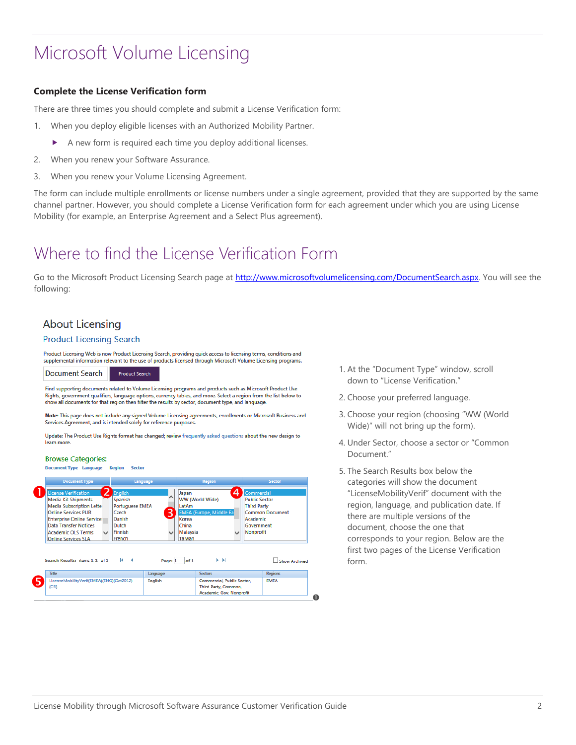# Microsoft Volume Licensing

### Complete the License Verification form

There are three times you should complete and submit a License Verification form:

1. When you deploy eligible licenses with an Authorized Mobility Partner.
   - A new form is required each time you deploy additional licenses.
2. When you renew your Software Assurance.
3. When you renew your Volume Licensing Agreement.

The form can include multiple enrollments or license numbers under a single agreement, provided that they are supported by the same channel partner. However, you should complete a License Verification form for each agreement under which you are using License Mobility (for example, an Enterprise Agreement and a Select Plus agreement).

## Where to find the License Verification Form

Go to the Microsoft Product Licensing Search page at http://www.microsoftvolumelicensing.com/DocumentSearch.aspx. You will see the following:

1. At the "Document Type" window, scroll down to "License Verification."
2. Choose your preferred language.
3. Choose your region (choosing "WW (World Wide)" will not bring up the form).
4. Under Sector, choose a sector or "Common Document."
5. The Search Results box below the categories will show the document "LicenseMobilityVerif" document with the region, language, and publication date. If there are multiple versions of the document, choose the one that corresponds to your region. Below are the first two pages of the License Verification form.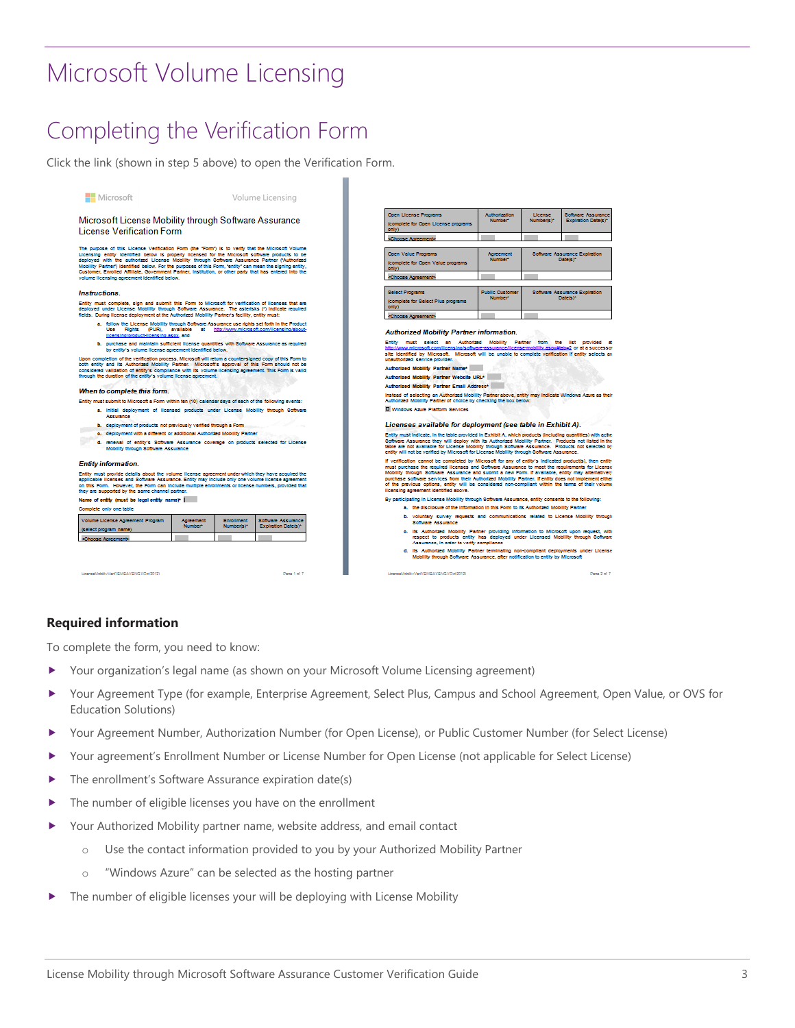# Microsoft Volume Licensing

## Completing the Verification Form

Click the link (shown in step 5 above) to open the Verification Form.

### Required information

To complete the form, you need to know:

- Your organization's legal name (as shown on your Microsoft Volume Licensing agreement)
- Your Agreement Type (for example, Enterprise Agreement, Select Plus, Campus and School Agreement, Open Value, or OVS for Education Solutions)
- Your Agreement Number, Authorization Number (for Open License), or Public Customer Number (for Select License)
- Your agreement's Enrollment Number or License Number for Open License (not applicable for Select License)
- The enrollment's Software Assurance expiration date(s)
- The number of eligible licenses you have on the enrollment
- Your Authorized Mobility partner name, website address, and email contact
    - Use the contact information provided to you by your Authorized Mobility Partner
    - "Windows Azure" can be selected as the hosting partner
- The number of eligible licenses your will be deploying with License Mobility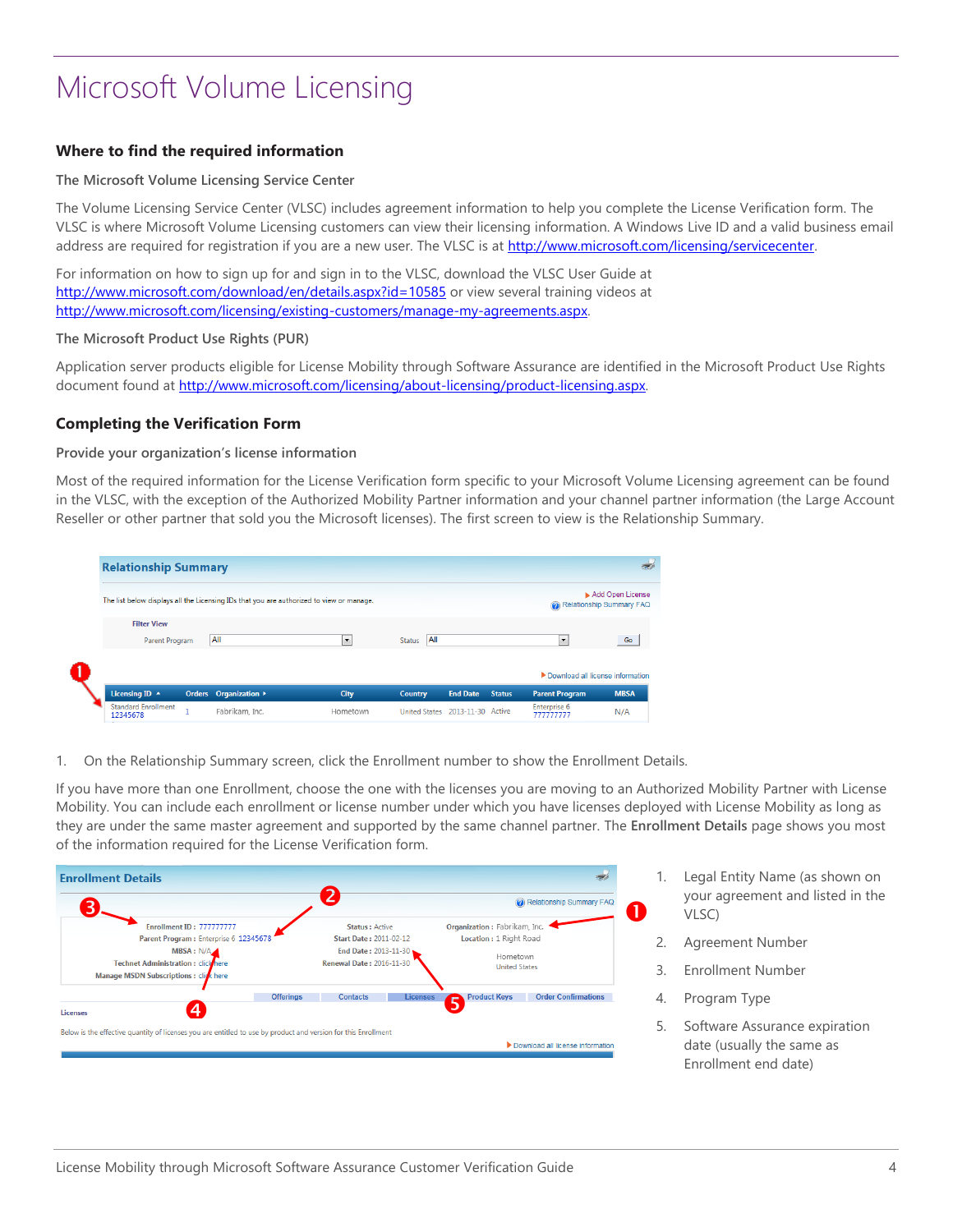# Microsoft Volume Licensing

## Where to find the required information

### The Microsoft Volume Licensing Service Center

The Volume Licensing Service Center (VLSC) includes agreement information to help you complete the License Verification form. The VLSC is where Microsoft Volume Licensing customers can view their licensing information. A Windows Live ID and a valid business email address are required for registration if you are a new user. The VLSC is at http://www.microsoft.com/licensing/servicecenter.

For information on how to sign up for and sign in to the VLSC, download the VLSC User Guide at http://www.microsoft.com/download/en/details.aspx?id=10585 or view several training videos at http://www.microsoft.com/licensing/existing-customers/manage-my-agreements.aspx.

### The Microsoft Product Use Rights (PUR)

Application server products eligible for License Mobility through Software Assurance are identified in the Microsoft Product Use Rights document found at http://www.microsoft.com/licensing/about-licensing/product-licensing.aspx.

## Completing the Verification Form

### Provide your organization's license information

Most of the required information for the License Verification form specific to your Microsoft Volume Licensing agreement can be found in the VLSC, with the exception of the Authorized Mobility Partner information and your channel partner information (the Large Account Reseller or other partner that sold you the Microsoft licenses). The first screen to view is the Relationship Summary.

1. On the Relationship Summary screen, click the Enrollment number to show the Enrollment Details.

If you have more than one Enrollment, choose the one with the licenses you are moving to an Authorized Mobility Partner with License Mobility. You can include each enrollment or license number under which you have licenses deployed with License Mobility as long as they are under the same master agreement and supported by the same channel partner. The **Enrollment Details** page shows you most of the information required for the License Verification form.

1. Legal Entity Name (as shown on your agreement and listed in the VLSC)
2. Agreement Number
3. Enrollment Number
4. Program Type
5. Software Assurance expiration date (usually the same as Enrollment end date)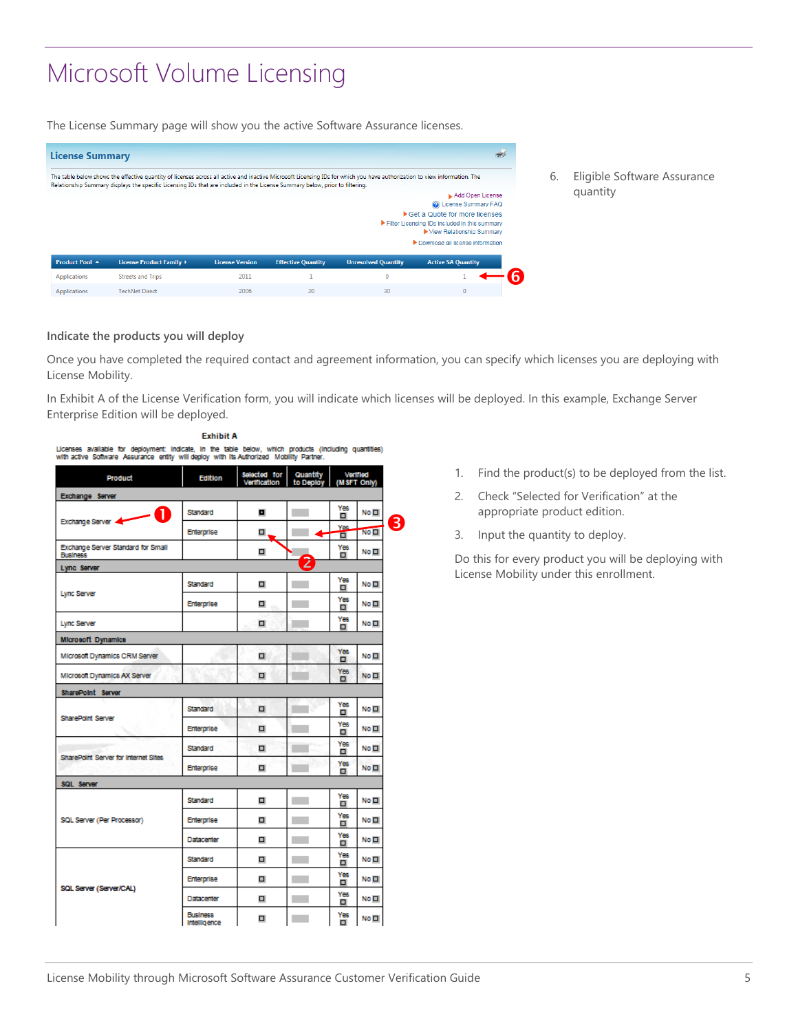# Microsoft Volume Licensing

The License Summary page will show you the active Software Assurance licenses.

**License Summary**

The table below shows the effective quantity of licenses across all active and inactive Microsoft Licensing IDs for which you have authorization to view information. The Relationship Summary displays the specific Licensing IDs that are included in the License Summary below, prior to filtering.

- Add Open License
- License Summary FAQ
- Get a Quote for more licenses
- Filter Licensing IDs included in this summary
- View Relationship Summary
- Download all license information

| Product Pool | License Product Family | License Version | Effective Quantity | Unresolved Quantity | Active SA Quantity |
|---|---|---|---|---|---|
| Applications | Streets and Trips | 2011 | 1 | 0 | 1 |
| Applications | TechNet Direct | 2006 | 20 | 30 | 0 |

6. Eligible Software Assurance quantity

### Indicate the products you will deploy

Once you have completed the required contact and agreement information, you can specify which licenses you are deploying with License Mobility.

In Exhibit A of the License Verification form, you will indicate which licenses will be deployed. In this example, Exchange Server Enterprise Edition will be deployed.

**Exhibit A**

Licenses available for deployment: Indicate, in the table below, which products (including quantities) with active Software Assurance entity will deploy with its Authorized Mobility Partner.

| Product | Edition | Selected for Verification | Quantity to Deploy | Verified (MSFT Only) |
|---|---|---|---|---|
| **Exchange Server** | | | | |
| Exchange Server | Standard | ☒ | | Yes ☐ No ☐ |
| | Enterprise | ☐ | | Yes ☐ No ☐ |
| Exchange Server Standard for Small Business | | ☐ | | Yes ☐ No ☐ |
| **Lync Server** | | | | |
| Lync Server | Standard | ☐ | | Yes ☐ No ☐ |
| | Enterprise | ☐ | | Yes ☐ No ☐ |
| Lync Server | | ☐ | | Yes ☐ No ☐ |
| **Microsoft Dynamics** | | | | |
| Microsoft Dynamics CRM Server | | ☐ | | Yes ☐ No ☐ |
| Microsoft Dynamics AX Server | | ☐ | | Yes ☐ No ☐ |
| **SharePoint Server** | | | | |
| SharePoint Server | Standard | ☐ | | Yes ☐ No ☐ |
| | Enterprise | ☐ | | Yes ☐ No ☐ |
| SharePoint Server for Internet Sites | Standard | ☐ | | Yes ☐ No ☐ |
| | Enterprise | ☐ | | Yes ☐ No ☐ |
| **SQL Server** | | | | |
| SQL Server (Per Processor) | Standard | ☐ | | Yes ☐ No ☐ |
| | Enterprise | ☐ | | Yes ☐ No ☐ |
| | Datacenter | ☐ | | Yes ☐ No ☐ |
| SQL Server (Server/CAL) | Standard | ☐ | | Yes ☐ No ☐ |
| | Enterprise | ☐ | | Yes ☐ No ☐ |
| | Datacenter | ☐ | | Yes ☐ No ☐ |
| | Business Intelligence | ☐ | | Yes ☐ No ☐ |

1. Find the product(s) to be deployed from the list.
2. Check "Selected for Verification" at the appropriate product edition.
3. Input the quantity to deploy.

Do this for every product you will be deploying with License Mobility under this enrollment.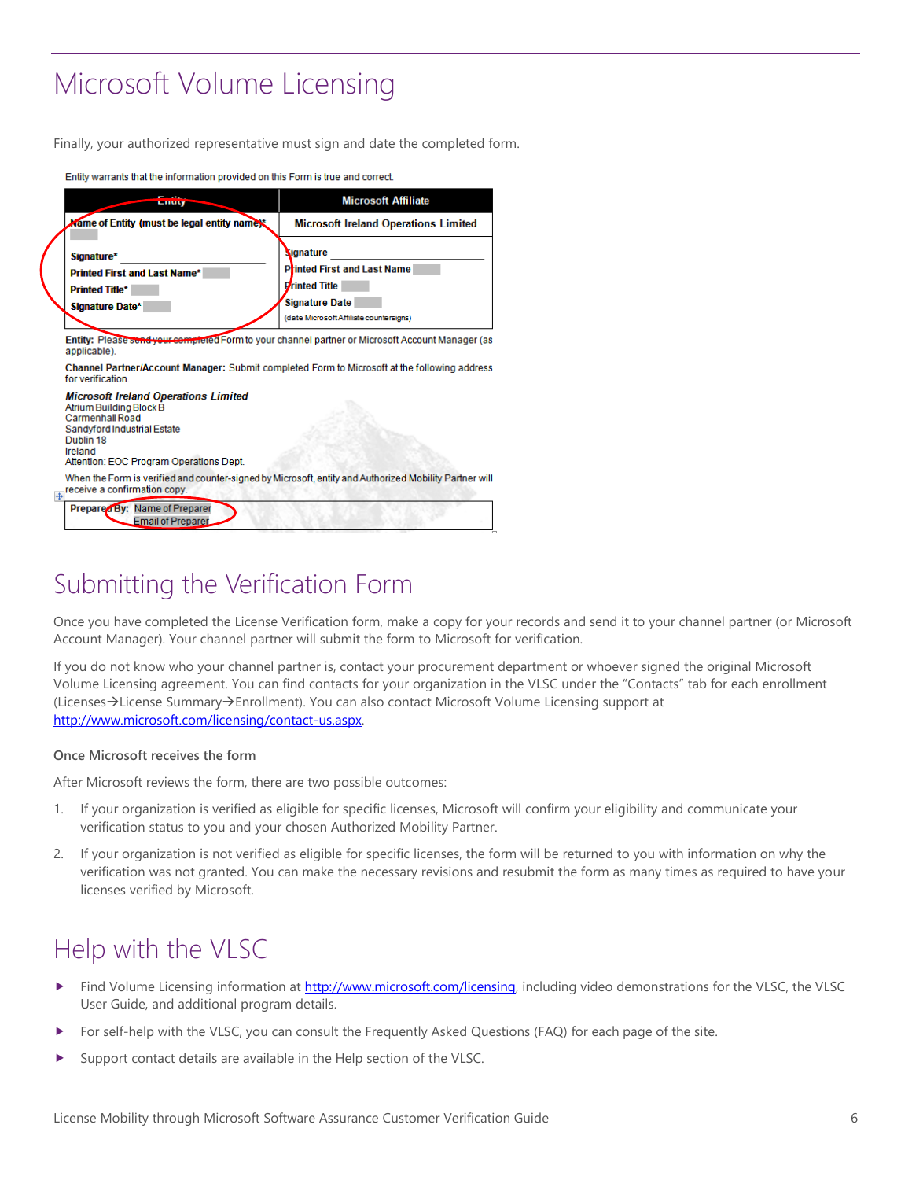# Microsoft Volume Licensing

Finally, your authorized representative must sign and date the completed form.

Entity warrants that the information provided on this Form is true and correct.

| Entity | Microsoft Affiliate |
| --- | --- |
| Name of Entity (must be legal entity name)* | Microsoft Ireland Operations Limited |
| Signature*<br>Printed First and Last Name*<br>Printed Title*<br>Signature Date* | Signature<br>Printed First and Last Name<br>Printed Title<br>Signature Date<br>(date Microsoft Affiliate countersigns) |

**Entity:** Please send your completed Form to your channel partner or Microsoft Account Manager (as applicable).

**Channel Partner/Account Manager:** Submit completed Form to Microsoft at the following address for verification.

***Microsoft Ireland Operations Limited***
Atrium Building Block B
Carmenhall Road
Sandyford Industrial Estate
Dublin 18
Ireland
Attention: EOC Program Operations Dept.

When the Form is verified and counter-signed by Microsoft, entity and Authorized Mobility Partner will receive a confirmation copy.

| **Prepared By:** Name of Preparer<br>Email of Preparer |
| --- |

# Submitting the Verification Form

Once you have completed the License Verification form, make a copy for your records and send it to your channel partner (or Microsoft Account Manager). Your channel partner will submit the form to Microsoft for verification.

If you do not know who your channel partner is, contact your procurement department or whoever signed the original Microsoft Volume Licensing agreement. You can find contacts for your organization in the VLSC under the "Contacts" tab for each enrollment (Licenses→License Summary→Enrollment). You can also contact Microsoft Volume Licensing support at http://www.microsoft.com/licensing/contact-us.aspx.

### Once Microsoft receives the form

After Microsoft reviews the form, there are two possible outcomes:

1. If your organization is verified as eligible for specific licenses, Microsoft will confirm your eligibility and communicate your verification status to you and your chosen Authorized Mobility Partner.
2. If your organization is not verified as eligible for specific licenses, the form will be returned to you with information on why the verification was not granted. You can make the necessary revisions and resubmit the form as many times as required to have your licenses verified by Microsoft.

# Help with the VLSC

- Find Volume Licensing information at http://www.microsoft.com/licensing, including video demonstrations for the VLSC, the VLSC User Guide, and additional program details.
- For self-help with the VLSC, you can consult the Frequently Asked Questions (FAQ) for each page of the site.
- Support contact details are available in the Help section of the VLSC.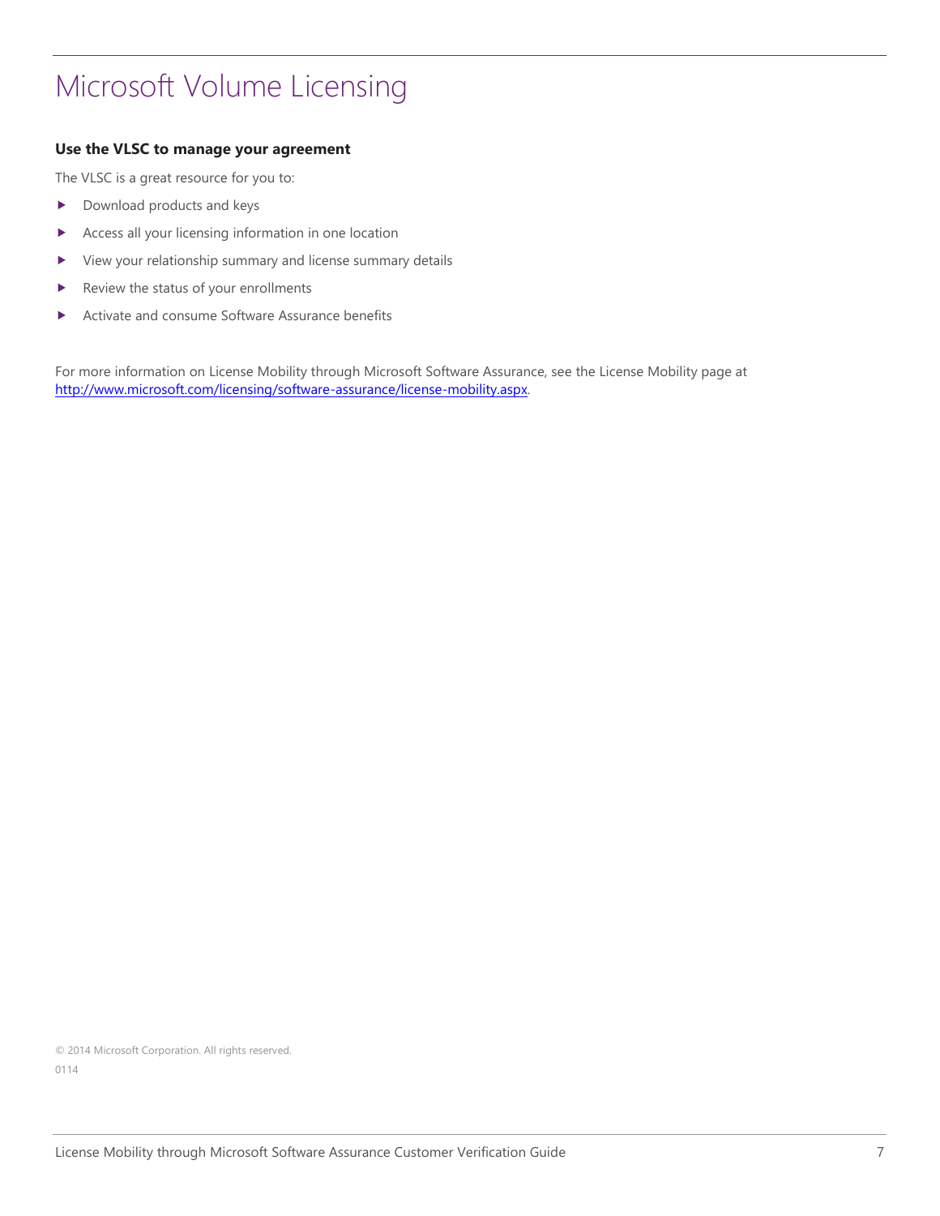# Microsoft Volume Licensing

**Use the VLSC to manage your agreement**

The VLSC is a great resource for you to:

- Download products and keys
- Access all your licensing information in one location
- View your relationship summary and license summary details
- Review the status of your enrollments
- Activate and consume Software Assurance benefits

For more information on License Mobility through Microsoft Software Assurance, see the License Mobility page at [http://www.microsoft.com/licensing/software-assurance/license-mobility.aspx](http://www.microsoft.com/licensing/software-assurance/license-mobility.aspx).

© 2014 Microsoft Corporation. All rights reserved.

0114